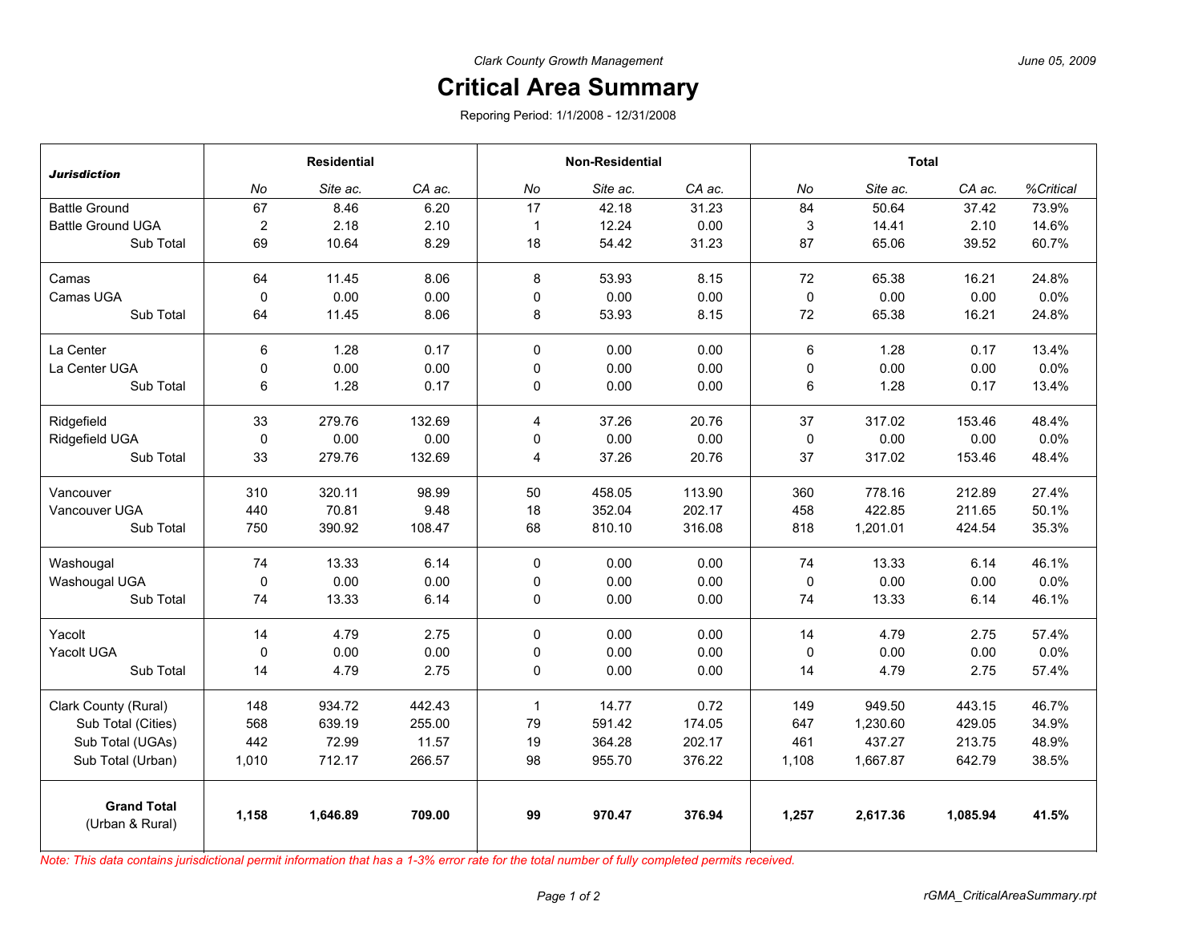*Clark County Growth Management*

*June 05, 2009*

# Critical Area Summary

Reporing Period: 1/1/2008 - 12/31/2008

| ***Jurisdiction*** | Residential | | | Non-Residential | | | Total | | | |
|---|---|---|---|---|---|---|---|---|---|---|
| | *No* | *Site ac.* | *CA ac.* | *No* | *Site ac.* | *CA ac.* | *No* | *Site ac.* | *CA ac.* | *%Critical* |
| Battle Ground | 67 | 8.46 | 6.20 | 17 | 42.18 | 31.23 | 84 | 50.64 | 37.42 | 73.9% |
| Battle Ground UGA | 2 | 2.18 | 2.10 | 1 | 12.24 | 0.00 | 3 | 14.41 | 2.10 | 14.6% |
| Sub Total | 69 | 10.64 | 8.29 | 18 | 54.42 | 31.23 | 87 | 65.06 | 39.52 | 60.7% |
| Camas | 64 | 11.45 | 8.06 | 8 | 53.93 | 8.15 | 72 | 65.38 | 16.21 | 24.8% |
| Camas UGA | 0 | 0.00 | 0.00 | 0 | 0.00 | 0.00 | 0 | 0.00 | 0.00 | 0.0% |
| Sub Total | 64 | 11.45 | 8.06 | 8 | 53.93 | 8.15 | 72 | 65.38 | 16.21 | 24.8% |
| La Center | 6 | 1.28 | 0.17 | 0 | 0.00 | 0.00 | 6 | 1.28 | 0.17 | 13.4% |
| La Center UGA | 0 | 0.00 | 0.00 | 0 | 0.00 | 0.00 | 0 | 0.00 | 0.00 | 0.0% |
| Sub Total | 6 | 1.28 | 0.17 | 0 | 0.00 | 0.00 | 6 | 1.28 | 0.17 | 13.4% |
| Ridgefield | 33 | 279.76 | 132.69 | 4 | 37.26 | 20.76 | 37 | 317.02 | 153.46 | 48.4% |
| Ridgefield UGA | 0 | 0.00 | 0.00 | 0 | 0.00 | 0.00 | 0 | 0.00 | 0.00 | 0.0% |
| Sub Total | 33 | 279.76 | 132.69 | 4 | 37.26 | 20.76 | 37 | 317.02 | 153.46 | 48.4% |
| Vancouver | 310 | 320.11 | 98.99 | 50 | 458.05 | 113.90 | 360 | 778.16 | 212.89 | 27.4% |
| Vancouver UGA | 440 | 70.81 | 9.48 | 18 | 352.04 | 202.17 | 458 | 422.85 | 211.65 | 50.1% |
| Sub Total | 750 | 390.92 | 108.47 | 68 | 810.10 | 316.08 | 818 | 1,201.01 | 424.54 | 35.3% |
| Washougal | 74 | 13.33 | 6.14 | 0 | 0.00 | 0.00 | 74 | 13.33 | 6.14 | 46.1% |
| Washougal UGA | 0 | 0.00 | 0.00 | 0 | 0.00 | 0.00 | 0 | 0.00 | 0.00 | 0.0% |
| Sub Total | 74 | 13.33 | 6.14 | 0 | 0.00 | 0.00 | 74 | 13.33 | 6.14 | 46.1% |
| Yacolt | 14 | 4.79 | 2.75 | 0 | 0.00 | 0.00 | 14 | 4.79 | 2.75 | 57.4% |
| Yacolt UGA | 0 | 0.00 | 0.00 | 0 | 0.00 | 0.00 | 0 | 0.00 | 0.00 | 0.0% |
| Sub Total | 14 | 4.79 | 2.75 | 0 | 0.00 | 0.00 | 14 | 4.79 | 2.75 | 57.4% |
| Clark County (Rural) | 148 | 934.72 | 442.43 | 1 | 14.77 | 0.72 | 149 | 949.50 | 443.15 | 46.7% |
| Sub Total (Cities) | 568 | 639.19 | 255.00 | 79 | 591.42 | 174.05 | 647 | 1,230.60 | 429.05 | 34.9% |
| Sub Total (UGAs) | 442 | 72.99 | 11.57 | 19 | 364.28 | 202.17 | 461 | 437.27 | 213.75 | 48.9% |
| Sub Total (Urban) | 1,010 | 712.17 | 266.57 | 98 | 955.70 | 376.22 | 1,108 | 1,667.87 | 642.79 | 38.5% |
| **Grand Total** (Urban & Rural) | **1,158** | **1,646.89** | **709.00** | **99** | **970.47** | **376.94** | **1,257** | **2,617.36** | **1,085.94** | **41.5%** |

*Note: This data contains jurisdictional permit information that has a 1-3% error rate for the total number of fully completed permits received.*

*rGMA_CriticalAreaSummary.rpt*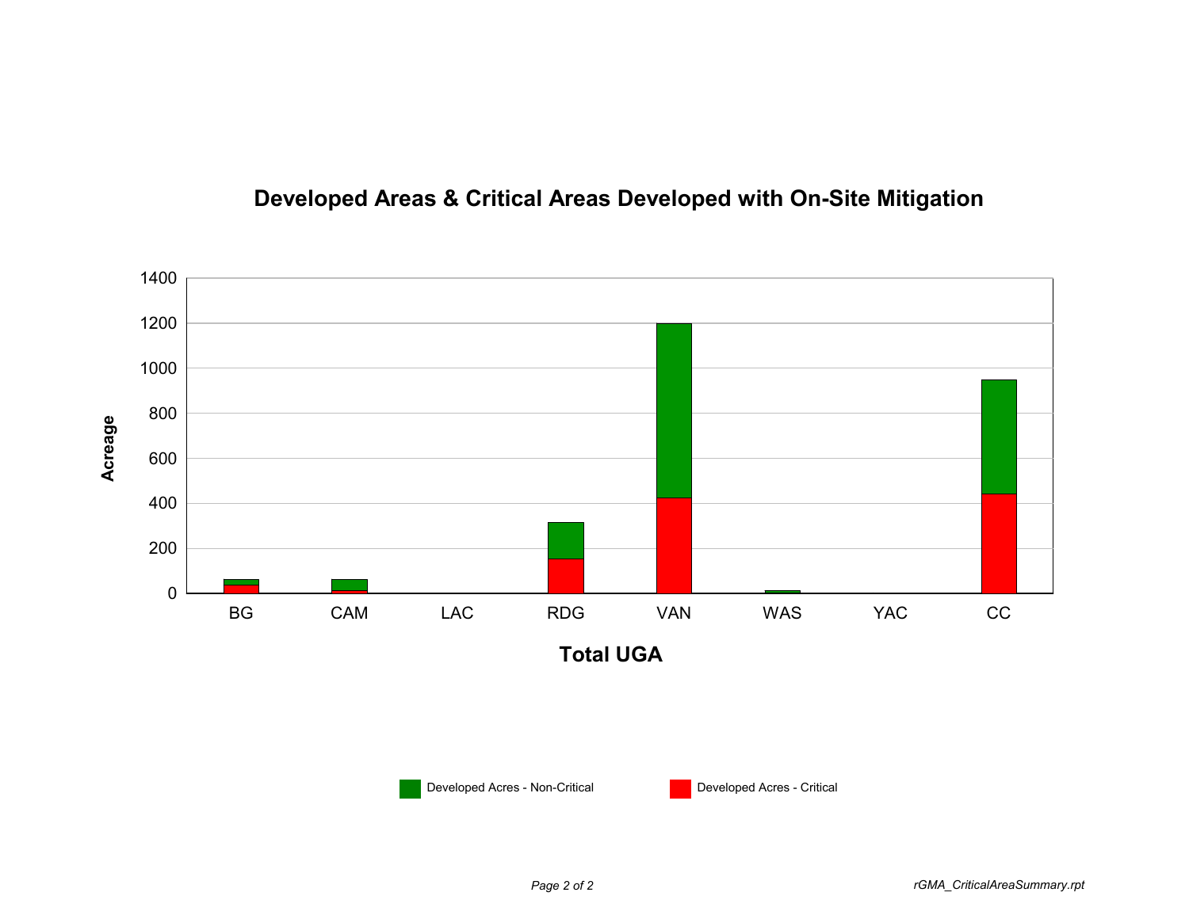# Developed Areas & Critical Areas Developed with On-Site Mitigation

Acreage

1400
1200
1000
800
600
400
200
0

BG CAM LAC RDG VAN WAS YAC CC

**Total UGA**

Developed Acres - Non-Critical
Developed Acres - Critical

*rGMA_CriticalAreaSummary.rpt*